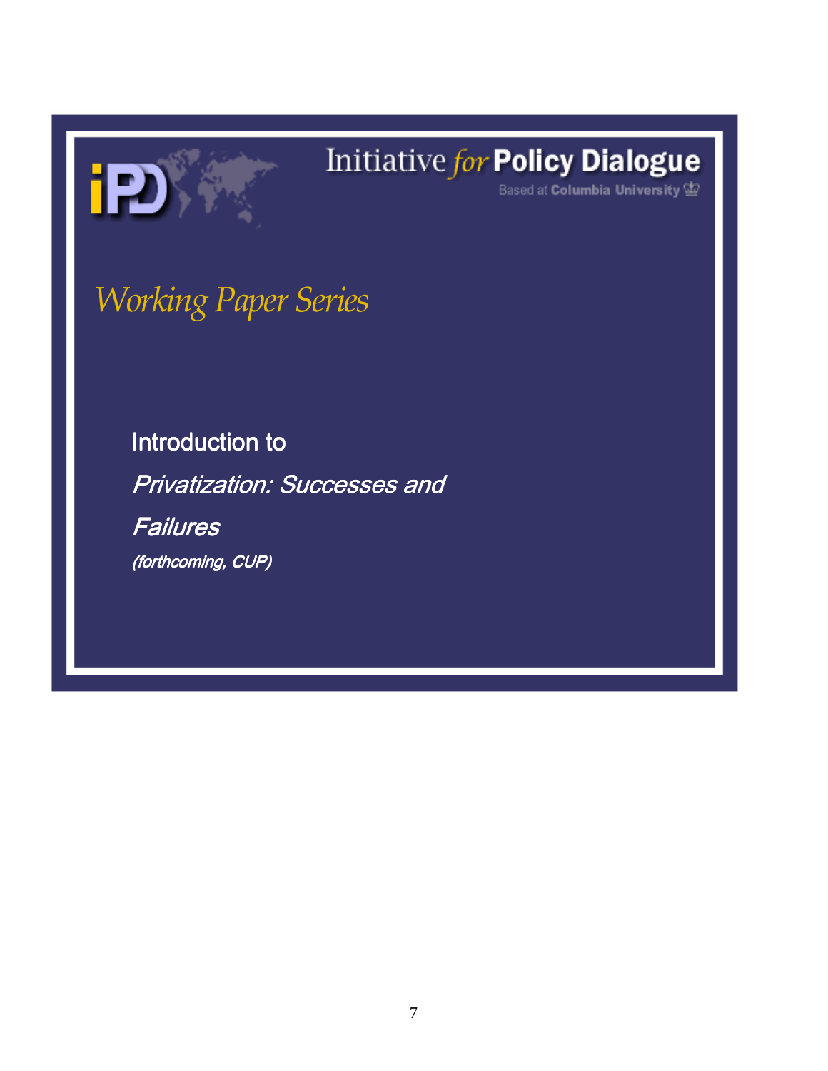Initiative *for* **Policy Dialogue**

Based at **Columbia University**

*Working Paper Series*

# Introduction to *Privatization: Successes and Failures*

*(forthcoming, CUP)*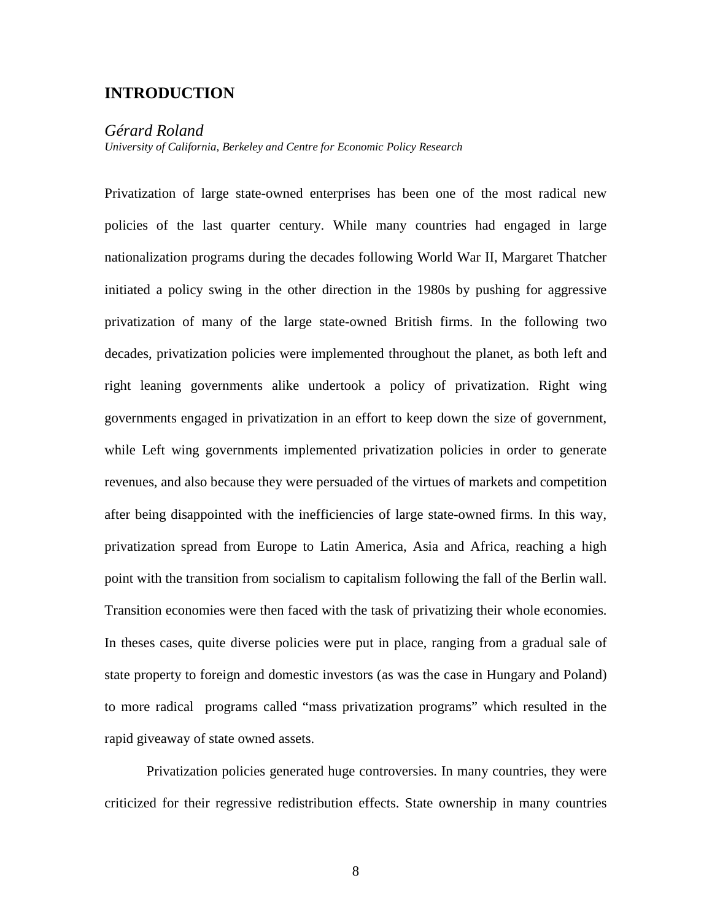## INTRODUCTION

*Gérard Roland*
*University of California, Berkeley and Centre for Economic Policy Research*

Privatization of large state-owned enterprises has been one of the most radical new policies of the last quarter century. While many countries had engaged in large nationalization programs during the decades following World War II, Margaret Thatcher initiated a policy swing in the other direction in the 1980s by pushing for aggressive privatization of many of the large state-owned British firms. In the following two decades, privatization policies were implemented throughout the planet, as both left and right leaning governments alike undertook a policy of privatization. Right wing governments engaged in privatization in an effort to keep down the size of government, while Left wing governments implemented privatization policies in order to generate revenues, and also because they were persuaded of the virtues of markets and competition after being disappointed with the inefficiencies of large state-owned firms. In this way, privatization spread from Europe to Latin America, Asia and Africa, reaching a high point with the transition from socialism to capitalism following the fall of the Berlin wall. Transition economies were then faced with the task of privatizing their whole economies. In theses cases, quite diverse policies were put in place, ranging from a gradual sale of state property to foreign and domestic investors (as was the case in Hungary and Poland) to more radical programs called "mass privatization programs" which resulted in the rapid giveaway of state owned assets.

Privatization policies generated huge controversies. In many countries, they were criticized for their regressive redistribution effects. State ownership in many countries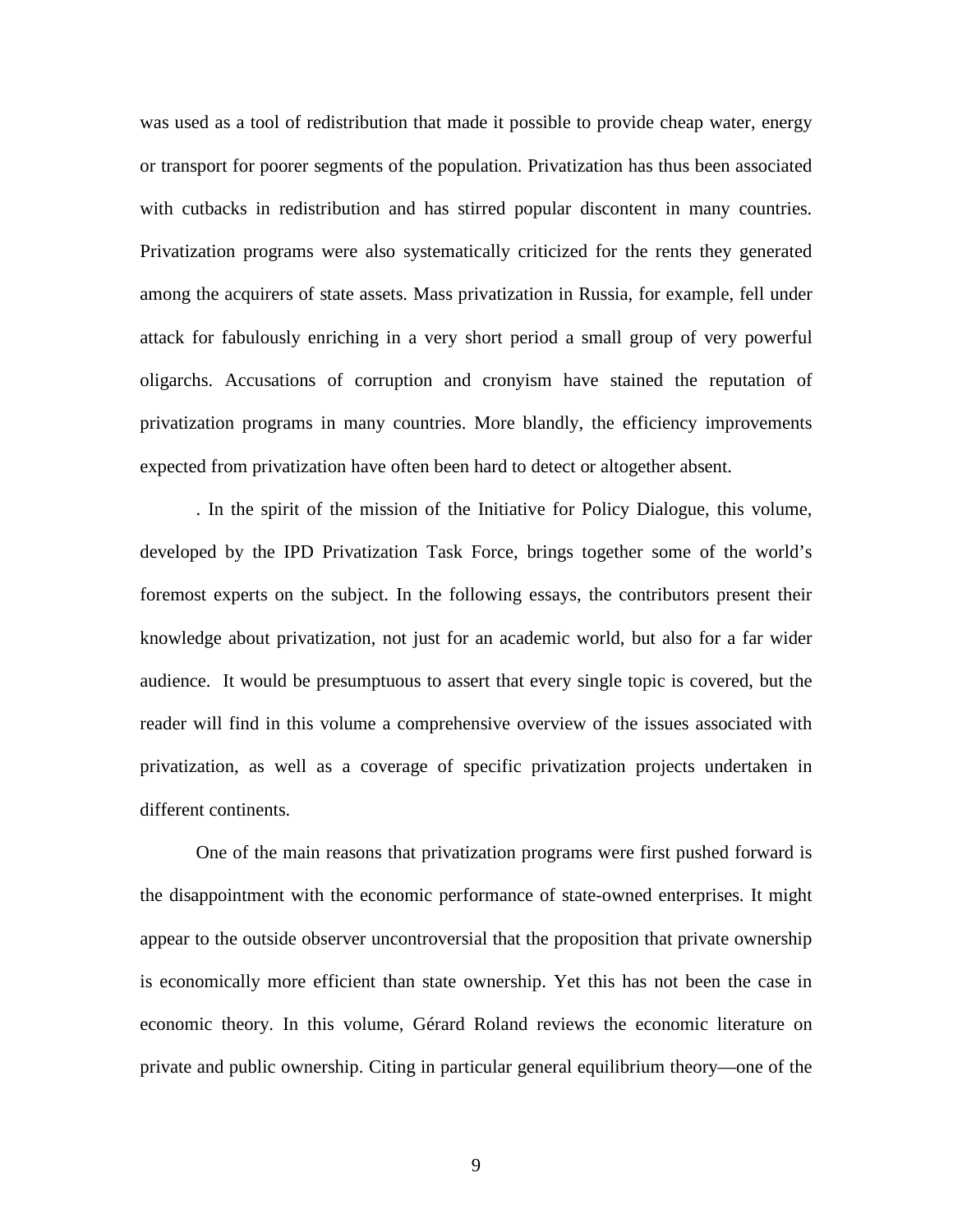was used as a tool of redistribution that made it possible to provide cheap water, energy or transport for poorer segments of the population. Privatization has thus been associated with cutbacks in redistribution and has stirred popular discontent in many countries. Privatization programs were also systematically criticized for the rents they generated among the acquirers of state assets. Mass privatization in Russia, for example, fell under attack for fabulously enriching in a very short period a small group of very powerful oligarchs. Accusations of corruption and cronyism have stained the reputation of privatization programs in many countries. More blandly, the efficiency improvements expected from privatization have often been hard to detect or altogether absent.

. In the spirit of the mission of the Initiative for Policy Dialogue, this volume, developed by the IPD Privatization Task Force, brings together some of the world's foremost experts on the subject. In the following essays, the contributors present their knowledge about privatization, not just for an academic world, but also for a far wider audience. It would be presumptuous to assert that every single topic is covered, but the reader will find in this volume a comprehensive overview of the issues associated with privatization, as well as a coverage of specific privatization projects undertaken in different continents.

One of the main reasons that privatization programs were first pushed forward is the disappointment with the economic performance of state-owned enterprises. It might appear to the outside observer uncontroversial that the proposition that private ownership is economically more efficient than state ownership. Yet this has not been the case in economic theory. In this volume, Gérard Roland reviews the economic literature on private and public ownership. Citing in particular general equilibrium theory—one of the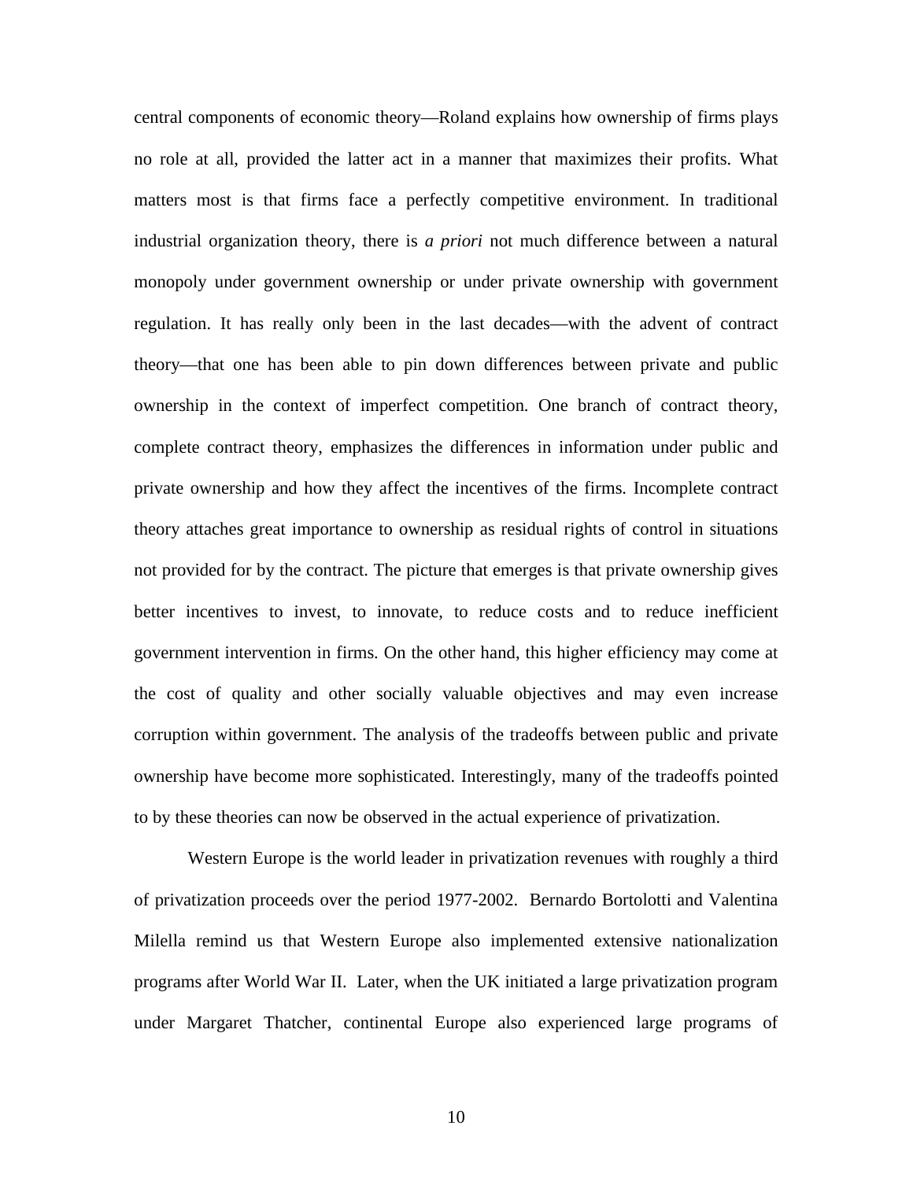central components of economic theory—Roland explains how ownership of firms plays no role at all, provided the latter act in a manner that maximizes their profits. What matters most is that firms face a perfectly competitive environment. In traditional industrial organization theory, there is *a priori* not much difference between a natural monopoly under government ownership or under private ownership with government regulation. It has really only been in the last decades—with the advent of contract theory—that one has been able to pin down differences between private and public ownership in the context of imperfect competition. One branch of contract theory, complete contract theory, emphasizes the differences in information under public and private ownership and how they affect the incentives of the firms. Incomplete contract theory attaches great importance to ownership as residual rights of control in situations not provided for by the contract. The picture that emerges is that private ownership gives better incentives to invest, to innovate, to reduce costs and to reduce inefficient government intervention in firms. On the other hand, this higher efficiency may come at the cost of quality and other socially valuable objectives and may even increase corruption within government. The analysis of the tradeoffs between public and private ownership have become more sophisticated. Interestingly, many of the tradeoffs pointed to by these theories can now be observed in the actual experience of privatization.

Western Europe is the world leader in privatization revenues with roughly a third of privatization proceeds over the period 1977-2002. Bernardo Bortolotti and Valentina Milella remind us that Western Europe also implemented extensive nationalization programs after World War II. Later, when the UK initiated a large privatization program under Margaret Thatcher, continental Europe also experienced large programs of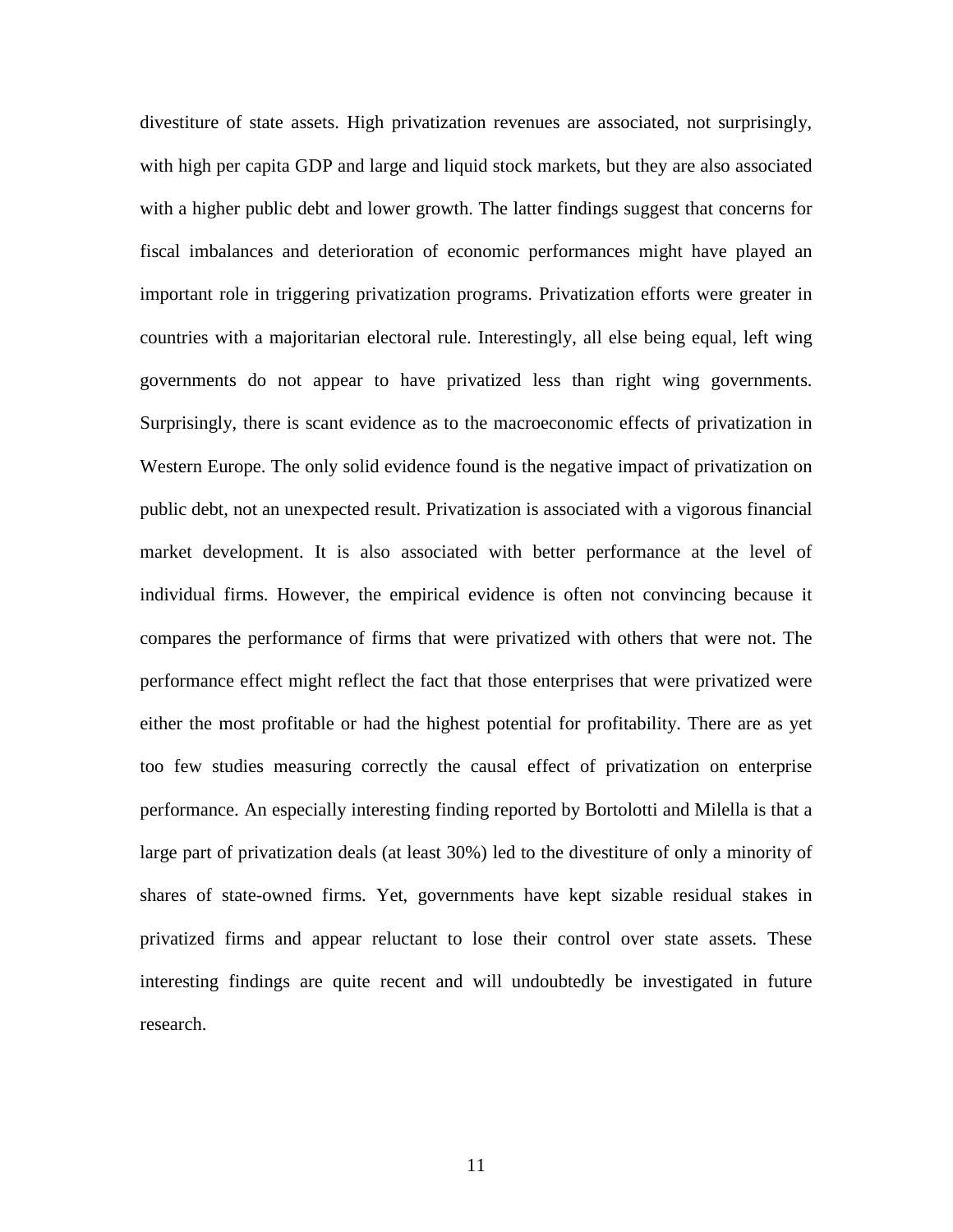divestiture of state assets. High privatization revenues are associated, not surprisingly, with high per capita GDP and large and liquid stock markets, but they are also associated with a higher public debt and lower growth. The latter findings suggest that concerns for fiscal imbalances and deterioration of economic performances might have played an important role in triggering privatization programs. Privatization efforts were greater in countries with a majoritarian electoral rule. Interestingly, all else being equal, left wing governments do not appear to have privatized less than right wing governments. Surprisingly, there is scant evidence as to the macroeconomic effects of privatization in Western Europe. The only solid evidence found is the negative impact of privatization on public debt, not an unexpected result. Privatization is associated with a vigorous financial market development. It is also associated with better performance at the level of individual firms. However, the empirical evidence is often not convincing because it compares the performance of firms that were privatized with others that were not. The performance effect might reflect the fact that those enterprises that were privatized were either the most profitable or had the highest potential for profitability. There are as yet too few studies measuring correctly the causal effect of privatization on enterprise performance. An especially interesting finding reported by Bortolotti and Milella is that a large part of privatization deals (at least 30%) led to the divestiture of only a minority of shares of state-owned firms. Yet, governments have kept sizable residual stakes in privatized firms and appear reluctant to lose their control over state assets. These interesting findings are quite recent and will undoubtedly be investigated in future research.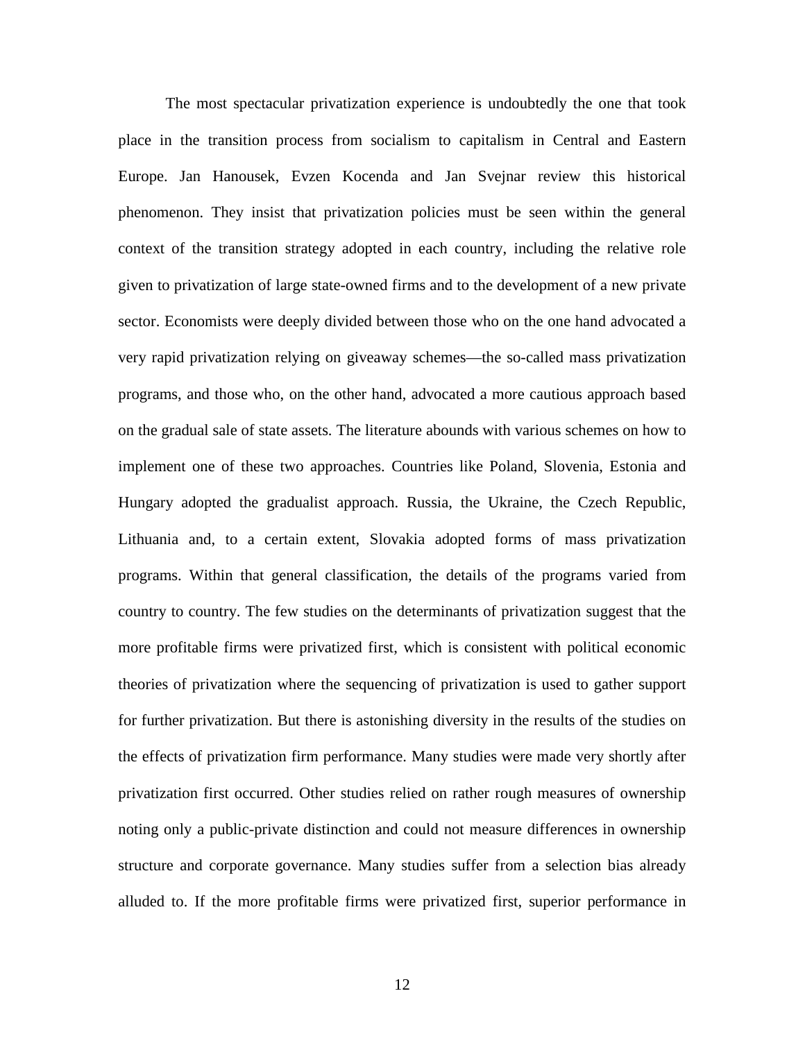The most spectacular privatization experience is undoubtedly the one that took place in the transition process from socialism to capitalism in Central and Eastern Europe. Jan Hanousek, Evzen Kocenda and Jan Svejnar review this historical phenomenon. They insist that privatization policies must be seen within the general context of the transition strategy adopted in each country, including the relative role given to privatization of large state-owned firms and to the development of a new private sector. Economists were deeply divided between those who on the one hand advocated a very rapid privatization relying on giveaway schemes—the so-called mass privatization programs, and those who, on the other hand, advocated a more cautious approach based on the gradual sale of state assets. The literature abounds with various schemes on how to implement one of these two approaches. Countries like Poland, Slovenia, Estonia and Hungary adopted the gradualist approach. Russia, the Ukraine, the Czech Republic, Lithuania and, to a certain extent, Slovakia adopted forms of mass privatization programs. Within that general classification, the details of the programs varied from country to country. The few studies on the determinants of privatization suggest that the more profitable firms were privatized first, which is consistent with political economic theories of privatization where the sequencing of privatization is used to gather support for further privatization. But there is astonishing diversity in the results of the studies on the effects of privatization firm performance. Many studies were made very shortly after privatization first occurred. Other studies relied on rather rough measures of ownership noting only a public-private distinction and could not measure differences in ownership structure and corporate governance. Many studies suffer from a selection bias already alluded to. If the more profitable firms were privatized first, superior performance in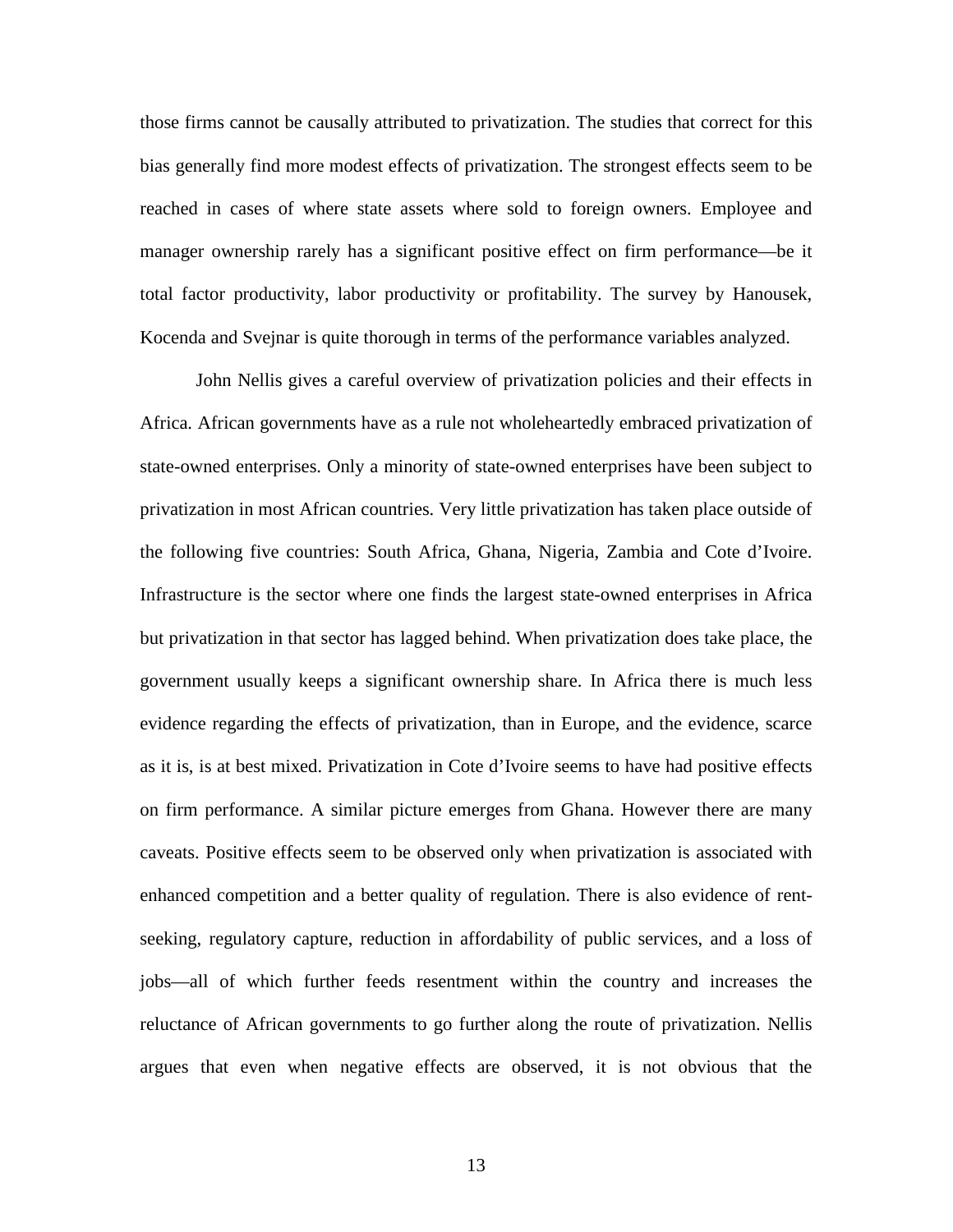those firms cannot be causally attributed to privatization. The studies that correct for this bias generally find more modest effects of privatization. The strongest effects seem to be reached in cases of where state assets where sold to foreign owners. Employee and manager ownership rarely has a significant positive effect on firm performance—be it total factor productivity, labor productivity or profitability. The survey by Hanousek, Kocenda and Svejnar is quite thorough in terms of the performance variables analyzed.

John Nellis gives a careful overview of privatization policies and their effects in Africa. African governments have as a rule not wholeheartedly embraced privatization of state-owned enterprises. Only a minority of state-owned enterprises have been subject to privatization in most African countries. Very little privatization has taken place outside of the following five countries: South Africa, Ghana, Nigeria, Zambia and Cote d'Ivoire. Infrastructure is the sector where one finds the largest state-owned enterprises in Africa but privatization in that sector has lagged behind. When privatization does take place, the government usually keeps a significant ownership share. In Africa there is much less evidence regarding the effects of privatization, than in Europe, and the evidence, scarce as it is, is at best mixed. Privatization in Cote d'Ivoire seems to have had positive effects on firm performance. A similar picture emerges from Ghana. However there are many caveats. Positive effects seem to be observed only when privatization is associated with enhanced competition and a better quality of regulation. There is also evidence of rent-seeking, regulatory capture, reduction in affordability of public services, and a loss of jobs—all of which further feeds resentment within the country and increases the reluctance of African governments to go further along the route of privatization. Nellis argues that even when negative effects are observed, it is not obvious that the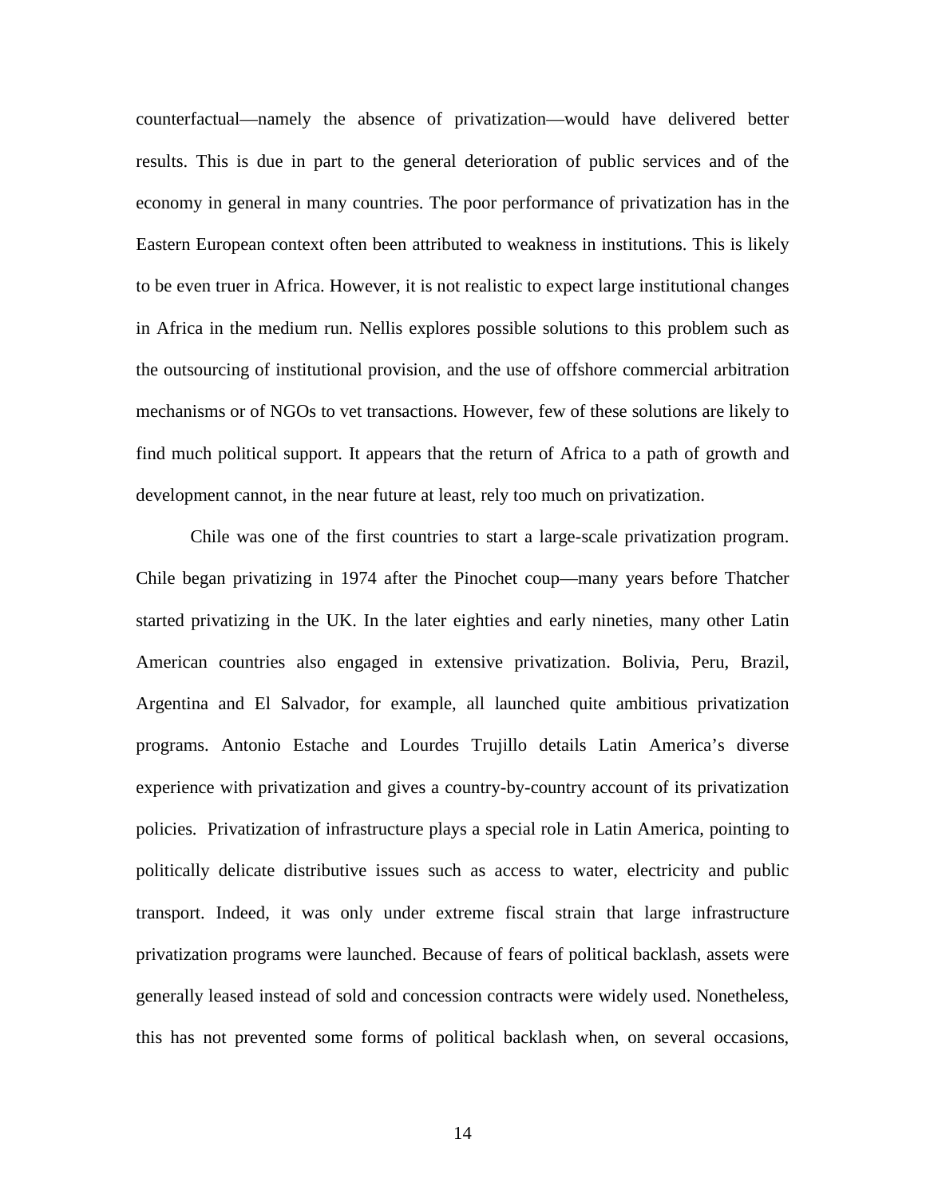counterfactual—namely the absence of privatization—would have delivered better results. This is due in part to the general deterioration of public services and of the economy in general in many countries. The poor performance of privatization has in the Eastern European context often been attributed to weakness in institutions. This is likely to be even truer in Africa. However, it is not realistic to expect large institutional changes in Africa in the medium run. Nellis explores possible solutions to this problem such as the outsourcing of institutional provision, and the use of offshore commercial arbitration mechanisms or of NGOs to vet transactions. However, few of these solutions are likely to find much political support. It appears that the return of Africa to a path of growth and development cannot, in the near future at least, rely too much on privatization.

Chile was one of the first countries to start a large-scale privatization program. Chile began privatizing in 1974 after the Pinochet coup—many years before Thatcher started privatizing in the UK. In the later eighties and early nineties, many other Latin American countries also engaged in extensive privatization. Bolivia, Peru, Brazil, Argentina and El Salvador, for example, all launched quite ambitious privatization programs. Antonio Estache and Lourdes Trujillo details Latin America's diverse experience with privatization and gives a country-by-country account of its privatization policies. Privatization of infrastructure plays a special role in Latin America, pointing to politically delicate distributive issues such as access to water, electricity and public transport. Indeed, it was only under extreme fiscal strain that large infrastructure privatization programs were launched. Because of fears of political backlash, assets were generally leased instead of sold and concession contracts were widely used. Nonetheless, this has not prevented some forms of political backlash when, on several occasions,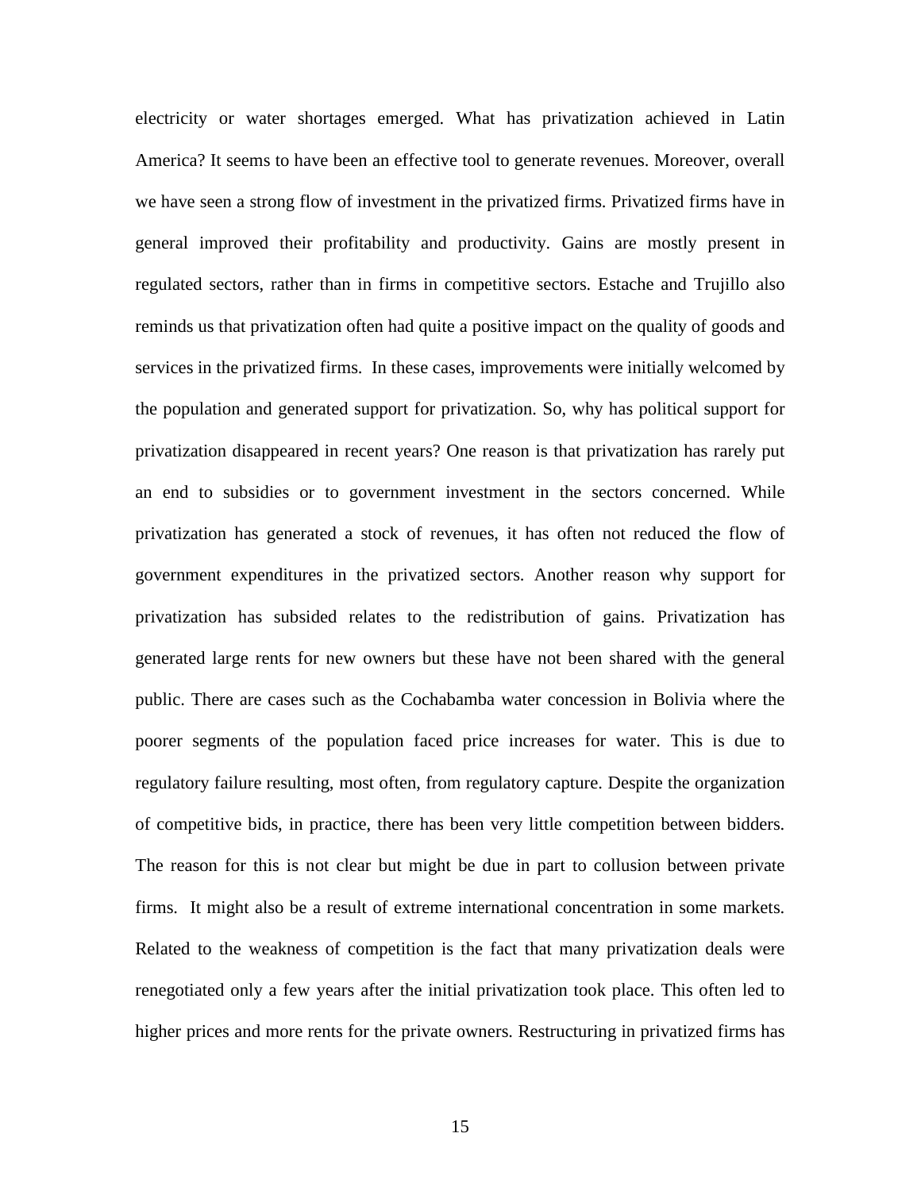electricity or water shortages emerged. What has privatization achieved in Latin America? It seems to have been an effective tool to generate revenues. Moreover, overall we have seen a strong flow of investment in the privatized firms. Privatized firms have in general improved their profitability and productivity. Gains are mostly present in regulated sectors, rather than in firms in competitive sectors. Estache and Trujillo also reminds us that privatization often had quite a positive impact on the quality of goods and services in the privatized firms. In these cases, improvements were initially welcomed by the population and generated support for privatization. So, why has political support for privatization disappeared in recent years? One reason is that privatization has rarely put an end to subsidies or to government investment in the sectors concerned. While privatization has generated a stock of revenues, it has often not reduced the flow of government expenditures in the privatized sectors. Another reason why support for privatization has subsided relates to the redistribution of gains. Privatization has generated large rents for new owners but these have not been shared with the general public. There are cases such as the Cochabamba water concession in Bolivia where the poorer segments of the population faced price increases for water. This is due to regulatory failure resulting, most often, from regulatory capture. Despite the organization of competitive bids, in practice, there has been very little competition between bidders. The reason for this is not clear but might be due in part to collusion between private firms. It might also be a result of extreme international concentration in some markets. Related to the weakness of competition is the fact that many privatization deals were renegotiated only a few years after the initial privatization took place. This often led to higher prices and more rents for the private owners. Restructuring in privatized firms has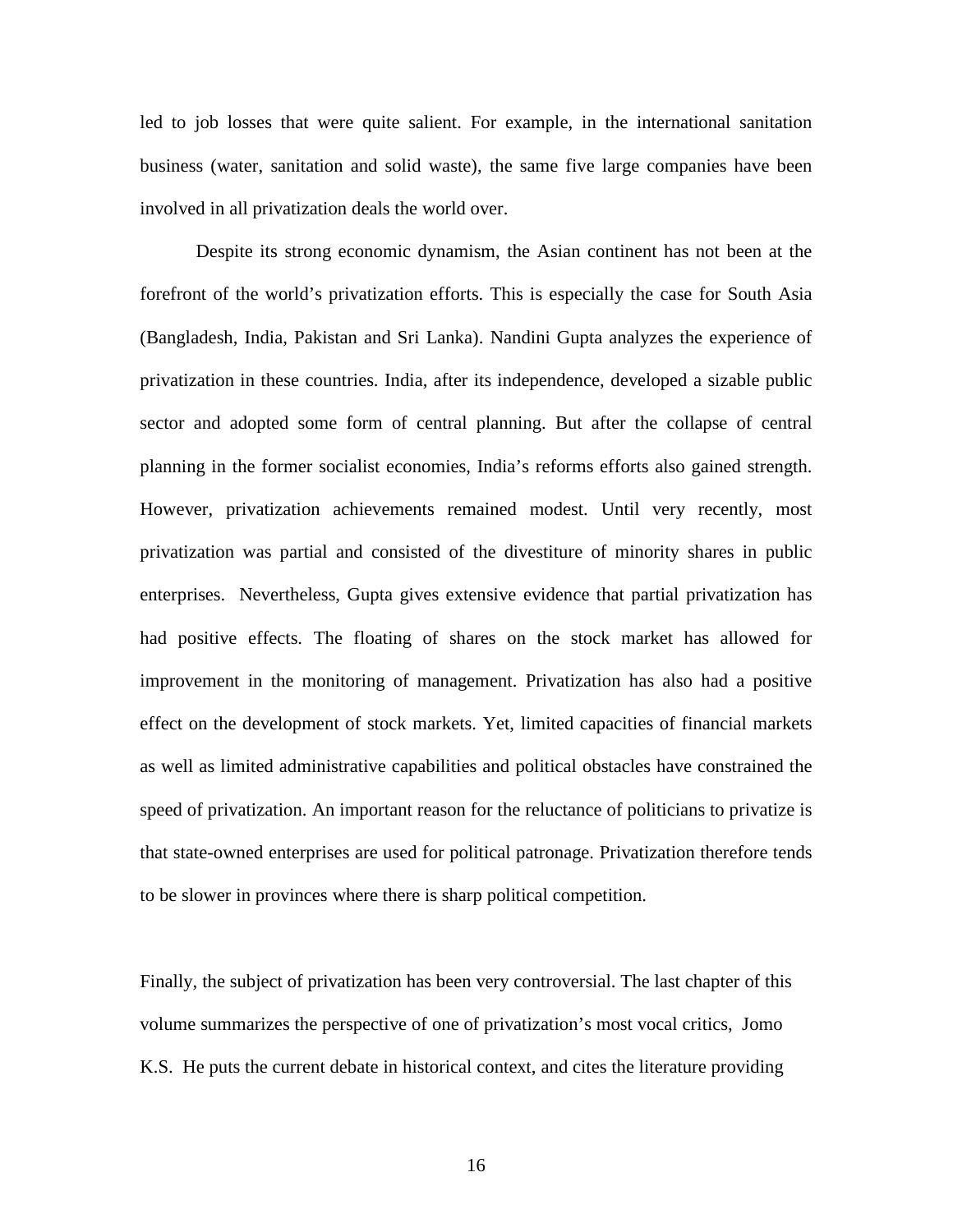led to job losses that were quite salient. For example, in the international sanitation business (water, sanitation and solid waste), the same five large companies have been involved in all privatization deals the world over.

Despite its strong economic dynamism, the Asian continent has not been at the forefront of the world's privatization efforts. This is especially the case for South Asia (Bangladesh, India, Pakistan and Sri Lanka). Nandini Gupta analyzes the experience of privatization in these countries. India, after its independence, developed a sizable public sector and adopted some form of central planning. But after the collapse of central planning in the former socialist economies, India's reforms efforts also gained strength. However, privatization achievements remained modest. Until very recently, most privatization was partial and consisted of the divestiture of minority shares in public enterprises. Nevertheless, Gupta gives extensive evidence that partial privatization has had positive effects. The floating of shares on the stock market has allowed for improvement in the monitoring of management. Privatization has also had a positive effect on the development of stock markets. Yet, limited capacities of financial markets as well as limited administrative capabilities and political obstacles have constrained the speed of privatization. An important reason for the reluctance of politicians to privatize is that state-owned enterprises are used for political patronage. Privatization therefore tends to be slower in provinces where there is sharp political competition.

Finally, the subject of privatization has been very controversial. The last chapter of this volume summarizes the perspective of one of privatization's most vocal critics, Jomo K.S. He puts the current debate in historical context, and cites the literature providing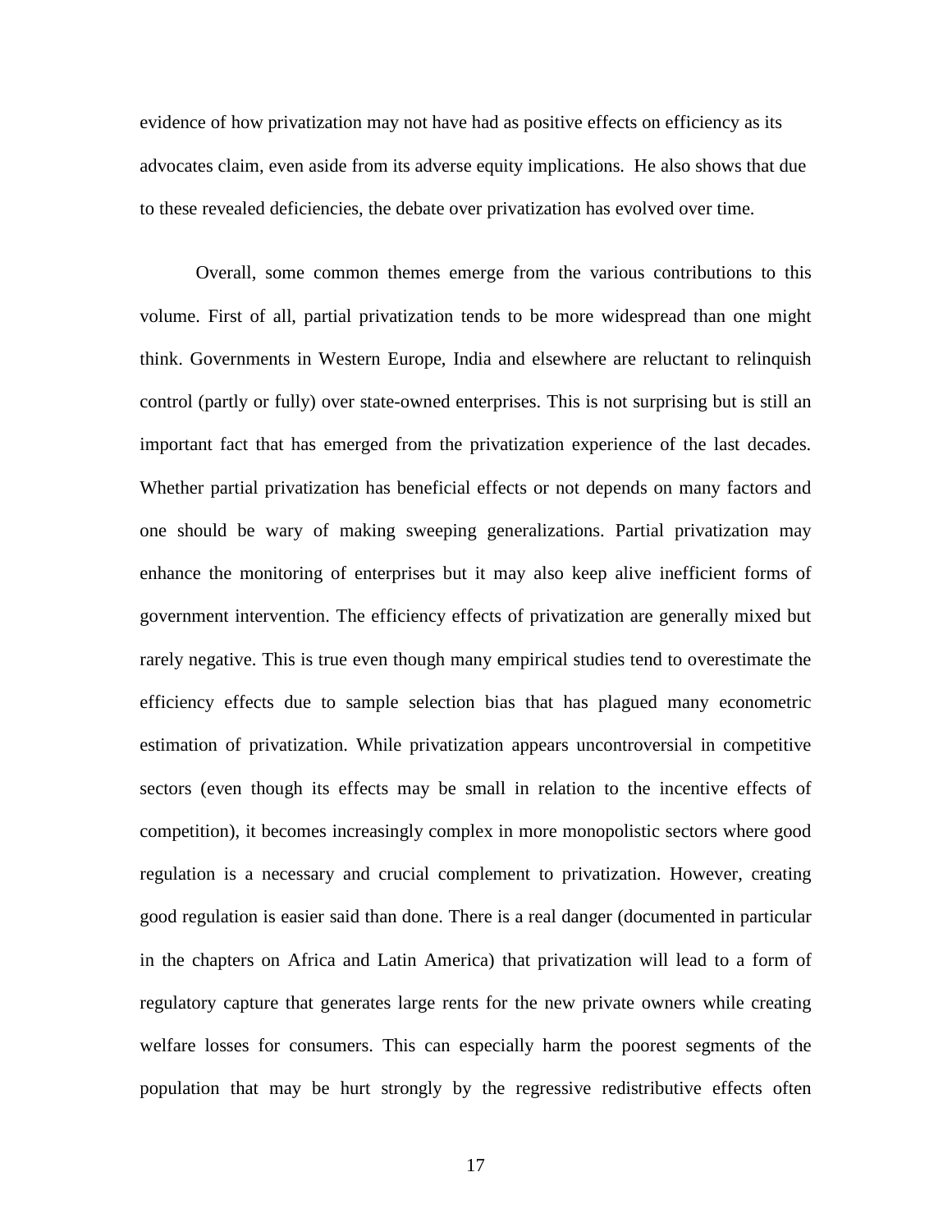evidence of how privatization may not have had as positive effects on efficiency as its advocates claim, even aside from its adverse equity implications. He also shows that due to these revealed deficiencies, the debate over privatization has evolved over time.

Overall, some common themes emerge from the various contributions to this volume. First of all, partial privatization tends to be more widespread than one might think. Governments in Western Europe, India and elsewhere are reluctant to relinquish control (partly or fully) over state-owned enterprises. This is not surprising but is still an important fact that has emerged from the privatization experience of the last decades. Whether partial privatization has beneficial effects or not depends on many factors and one should be wary of making sweeping generalizations. Partial privatization may enhance the monitoring of enterprises but it may also keep alive inefficient forms of government intervention. The efficiency effects of privatization are generally mixed but rarely negative. This is true even though many empirical studies tend to overestimate the efficiency effects due to sample selection bias that has plagued many econometric estimation of privatization. While privatization appears uncontroversial in competitive sectors (even though its effects may be small in relation to the incentive effects of competition), it becomes increasingly complex in more monopolistic sectors where good regulation is a necessary and crucial complement to privatization. However, creating good regulation is easier said than done. There is a real danger (documented in particular in the chapters on Africa and Latin America) that privatization will lead to a form of regulatory capture that generates large rents for the new private owners while creating welfare losses for consumers. This can especially harm the poorest segments of the population that may be hurt strongly by the regressive redistributive effects often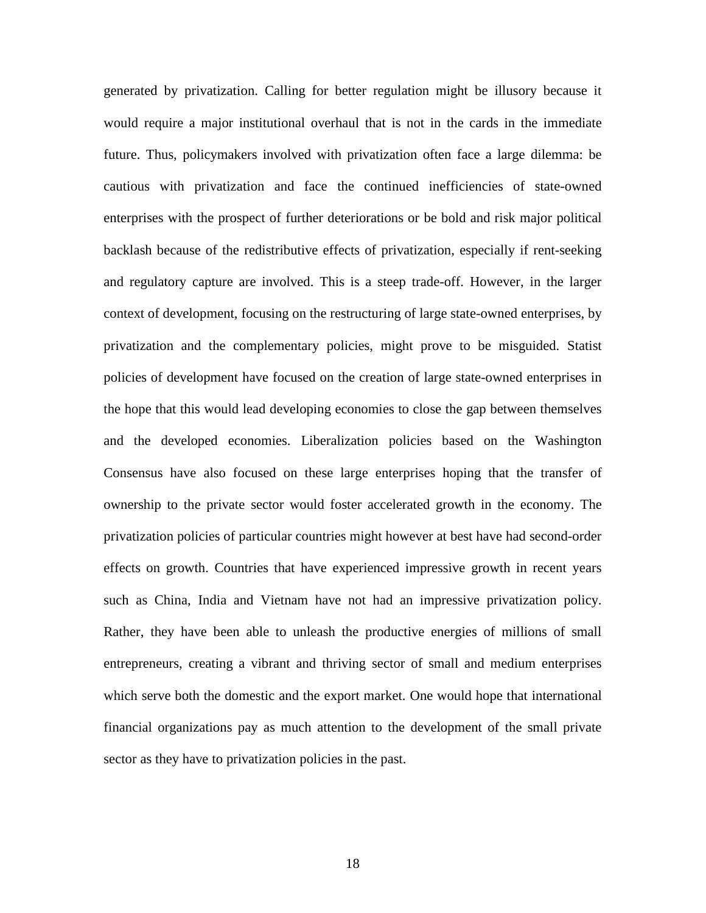generated by privatization. Calling for better regulation might be illusory because it would require a major institutional overhaul that is not in the cards in the immediate future. Thus, policymakers involved with privatization often face a large dilemma: be cautious with privatization and face the continued inefficiencies of state-owned enterprises with the prospect of further deteriorations or be bold and risk major political backlash because of the redistributive effects of privatization, especially if rent-seeking and regulatory capture are involved. This is a steep trade-off. However, in the larger context of development, focusing on the restructuring of large state-owned enterprises, by privatization and the complementary policies, might prove to be misguided. Statist policies of development have focused on the creation of large state-owned enterprises in the hope that this would lead developing economies to close the gap between themselves and the developed economies. Liberalization policies based on the Washington Consensus have also focused on these large enterprises hoping that the transfer of ownership to the private sector would foster accelerated growth in the economy. The privatization policies of particular countries might however at best have had second-order effects on growth. Countries that have experienced impressive growth in recent years such as China, India and Vietnam have not had an impressive privatization policy. Rather, they have been able to unleash the productive energies of millions of small entrepreneurs, creating a vibrant and thriving sector of small and medium enterprises which serve both the domestic and the export market. One would hope that international financial organizations pay as much attention to the development of the small private sector as they have to privatization policies in the past.